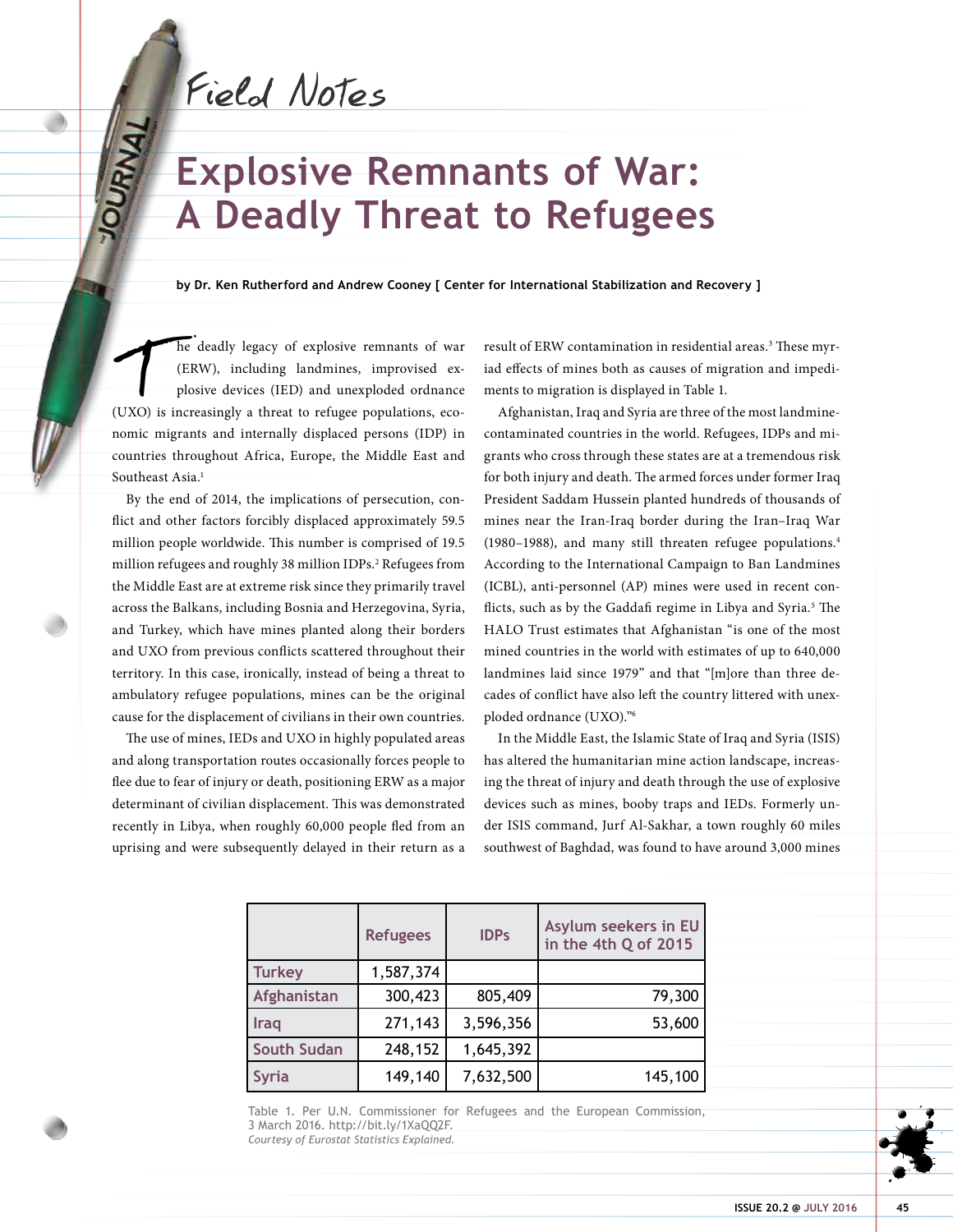Field Notes

# Explosive Remnants of War: A Deadly Threat to Refugees

**by Dr. Ken Rutherford and Andrew Cooney [ Center for International Stabilization and Recovery ]**

The deadly legacy of explosive remnants of war (ERW), including landmines, improvised explosive devices (IED) and unexploded ordnance (UXO) is increasingly a threat to refugee populations, economic migrants and internally displaced persons (IDP) in countries throughout Africa, Europe, the Middle East and Southeast Asia.[1]

By the end of 2014, the implications of persecution, conflict and other factors forcibly displaced approximately 59.5 million people worldwide. This number is comprised of 19.5 million refugees and roughly 38 million IDPs.[2] Refugees from the Middle East are at extreme risk since they primarily travel across the Balkans, including Bosnia and Herzegovina, Syria, and Turkey, which have mines planted along their borders and UXO from previous conflicts scattered throughout their territory. In this case, ironically, instead of being a threat to ambulatory refugee populations, mines can be the original cause for the displacement of civilians in their own countries.

The use of mines, IEDs and UXO in highly populated areas and along transportation routes occasionally forces people to flee due to fear of injury or death, positioning ERW as a major determinant of civilian displacement. This was demonstrated recently in Libya, when roughly 60,000 people fled from an uprising and were subsequently delayed in their return as a result of ERW contamination in residential areas.[3] These myriad effects of mines both as causes of migration and impediments to migration is displayed in Table 1.

Afghanistan, Iraq and Syria are three of the most landmine-contaminated countries in the world. Refugees, IDPs and migrants who cross through these states are at a tremendous risk for both injury and death. The armed forces under former Iraq President Saddam Hussein planted hundreds of thousands of mines near the Iran-Iraq border during the Iran–Iraq War (1980–1988), and many still threaten refugee populations.[4] According to the International Campaign to Ban Landmines (ICBL), anti-personnel (AP) mines were used in recent conflicts, such as by the Gaddafi regime in Libya and Syria.[5] The HALO Trust estimates that Afghanistan "is one of the most mined countries in the world with estimates of up to 640,000 landmines laid since 1979" and that "[m]ore than three decades of conflict have also left the country littered with unexploded ordnance (UXO)."[6]

In the Middle East, the Islamic State of Iraq and Syria (ISIS) has altered the humanitarian mine action landscape, increasing the threat of injury and death through the use of explosive devices such as mines, booby traps and IEDs. Formerly under ISIS command, Jurf Al-Sakhar, a town roughly 60 miles southwest of Baghdad, was found to have around 3,000 mines

| | Refugees | IDPs | Asylum seekers in EU in the 4th Q of 2015 |
|---|---|---|---|
| Turkey | 1,587,374 | | |
| Afghanistan | 300,423 | 805,409 | 79,300 |
| Iraq | 271,143 | 3,596,356 | 53,600 |
| South Sudan | 248,152 | 1,645,392 | |
| Syria | 149,140 | 7,632,500 | 145,100 |

Table 1. Per U.N. Commissioner for Refugees and the European Commission, 3 March 2016. http://bit.ly/1XaQQ2F.
*Courtesy of Eurostat Statistics Explained.*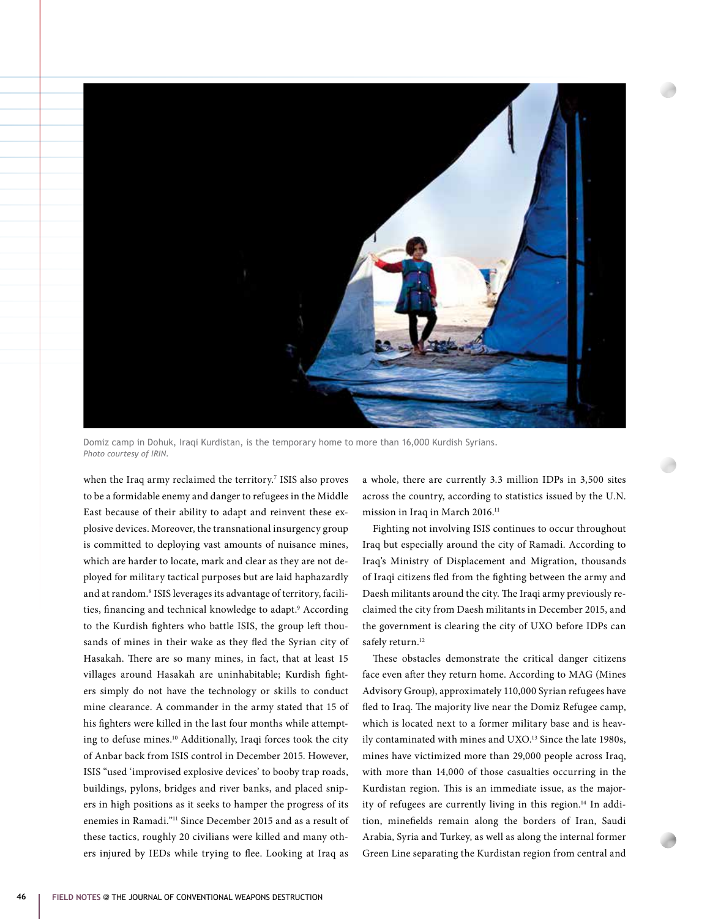Domiz camp in Dohuk, Iraqi Kurdistan, is the temporary home to more than 16,000 Kurdish Syrians.
*Photo courtesy of IRIN.*

when the Iraq army reclaimed the territory.[7] ISIS also proves to be a formidable enemy and danger to refugees in the Middle East because of their ability to adapt and reinvent these explosive devices. Moreover, the transnational insurgency group is committed to deploying vast amounts of nuisance mines, which are harder to locate, mark and clear as they are not deployed for military tactical purposes but are laid haphazardly and at random.[8] ISIS leverages its advantage of territory, facilities, financing and technical knowledge to adapt.[9] According to the Kurdish fighters who battle ISIS, the group left thousands of mines in their wake as they fled the Syrian city of Hasakah. There are so many mines, in fact, that at least 15 villages around Hasakah are uninhabitable; Kurdish fighters simply do not have the technology or skills to conduct mine clearance. A commander in the army stated that 15 of his fighters were killed in the last four months while attempting to defuse mines.[10] Additionally, Iraqi forces took the city of Anbar back from ISIS control in December 2015. However, ISIS "used 'improvised explosive devices' to booby trap roads, buildings, pylons, bridges and river banks, and placed snipers in high positions as it seeks to hamper the progress of its enemies in Ramadi."[11] Since December 2015 and as a result of these tactics, roughly 20 civilians were killed and many others injured by IEDs while trying to flee. Looking at Iraq as a whole, there are currently 3.3 million IDPs in 3,500 sites across the country, according to statistics issued by the U.N. mission in Iraq in March 2016.[11]

Fighting not involving ISIS continues to occur throughout Iraq but especially around the city of Ramadi. According to Iraq's Ministry of Displacement and Migration, thousands of Iraqi citizens fled from the fighting between the army and Daesh militants around the city. The Iraqi army previously reclaimed the city from Daesh militants in December 2015, and the government is clearing the city of UXO before IDPs can safely return.[12]

These obstacles demonstrate the critical danger citizens face even after they return home. According to MAG (Mines Advisory Group), approximately 110,000 Syrian refugees have fled to Iraq. The majority live near the Domiz Refugee camp, which is located next to a former military base and is heavily contaminated with mines and UXO.[13] Since the late 1980s, mines have victimized more than 29,000 people across Iraq, with more than 14,000 of those casualties occurring in the Kurdistan region. This is an immediate issue, as the majority of refugees are currently living in this region.[14] In addition, minefields remain along the borders of Iran, Saudi Arabia, Syria and Turkey, as well as along the internal former Green Line separating the Kurdistan region from central and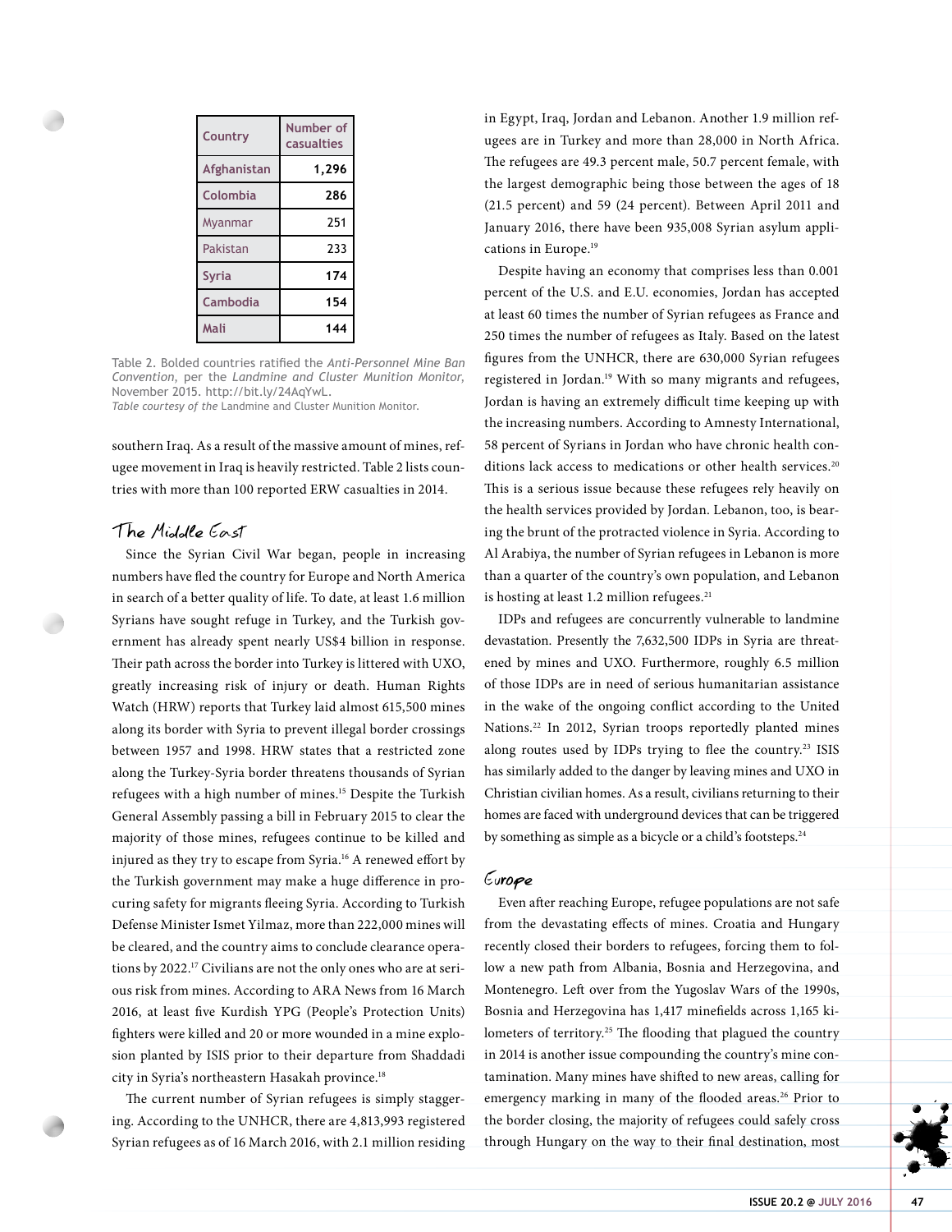| Country | Number of casualties |
|---|---|
| **Afghanistan** | **1,296** |
| **Colombia** | **286** |
| Myanmar | 251 |
| Pakistan | 233 |
| **Syria** | **174** |
| **Cambodia** | **154** |
| **Mali** | **144** |

Table 2. Bolded countries ratified the *Anti-Personnel Mine Ban Convention*, per the *Landmine and Cluster Munition Monitor*, November 2015. http://bit.ly/24AqYwL.
*Table courtesy of the* Landmine and Cluster Munition Monitor.

southern Iraq. As a result of the massive amount of mines, refugee movement in Iraq is heavily restricted. Table 2 lists countries with more than 100 reported ERW casualties in 2014.

## The Middle East

Since the Syrian Civil War began, people in increasing numbers have fled the country for Europe and North America in search of a better quality of life. To date, at least 1.6 million Syrians have sought refuge in Turkey, and the Turkish government has already spent nearly US$4 billion in response. Their path across the border into Turkey is littered with UXO, greatly increasing risk of injury or death. Human Rights Watch (HRW) reports that Turkey laid almost 615,500 mines along its border with Syria to prevent illegal border crossings between 1957 and 1998. HRW states that a restricted zone along the Turkey-Syria border threatens thousands of Syrian refugees with a high number of mines.[15] Despite the Turkish General Assembly passing a bill in February 2015 to clear the majority of those mines, refugees continue to be killed and injured as they try to escape from Syria.[16] A renewed effort by the Turkish government may make a huge difference in procuring safety for migrants fleeing Syria. According to Turkish Defense Minister Ismet Yilmaz, more than 222,000 mines will be cleared, and the country aims to conclude clearance operations by 2022.[17] Civilians are not the only ones who are at serious risk from mines. According to ARA News from 16 March 2016, at least five Kurdish YPG (People's Protection Units) fighters were killed and 20 or more wounded in a mine explosion planted by ISIS prior to their departure from Shaddadi city in Syria's northeastern Hasakah province.[18]

The current number of Syrian refugees is simply staggering. According to the UNHCR, there are 4,813,993 registered Syrian refugees as of 16 March 2016, with 2.1 million residing in Egypt, Iraq, Jordan and Lebanon. Another 1.9 million refugees are in Turkey and more than 28,000 in North Africa. The refugees are 49.3 percent male, 50.7 percent female, with the largest demographic being those between the ages of 18 (21.5 percent) and 59 (24 percent). Between April 2011 and January 2016, there have been 935,008 Syrian asylum applications in Europe.[19]

Despite having an economy that comprises less than 0.001 percent of the U.S. and E.U. economies, Jordan has accepted at least 60 times the number of Syrian refugees as France and 250 times the number of refugees as Italy. Based on the latest figures from the UNHCR, there are 630,000 Syrian refugees registered in Jordan.[19] With so many migrants and refugees, Jordan is having an extremely difficult time keeping up with the increasing numbers. According to Amnesty International, 58 percent of Syrians in Jordan who have chronic health conditions lack access to medications or other health services.[20] This is a serious issue because these refugees rely heavily on the health services provided by Jordan. Lebanon, too, is bearing the brunt of the protracted violence in Syria. According to Al Arabiya, the number of Syrian refugees in Lebanon is more than a quarter of the country's own population, and Lebanon is hosting at least 1.2 million refugees.[21]

IDPs and refugees are concurrently vulnerable to landmine devastation. Presently the 7,632,500 IDPs in Syria are threatened by mines and UXO. Furthermore, roughly 6.5 million of those IDPs are in need of serious humanitarian assistance in the wake of the ongoing conflict according to the United Nations.[22] In 2012, Syrian troops reportedly planted mines along routes used by IDPs trying to flee the country.[23] ISIS has similarly added to the danger by leaving mines and UXO in Christian civilian homes. As a result, civilians returning to their homes are faced with underground devices that can be triggered by something as simple as a bicycle or a child's footsteps.[24]

## Europe

Even after reaching Europe, refugee populations are not safe from the devastating effects of mines. Croatia and Hungary recently closed their borders to refugees, forcing them to follow a new path from Albania, Bosnia and Herzegovina, and Montenegro. Left over from the Yugoslav Wars of the 1990s, Bosnia and Herzegovina has 1,417 minefields across 1,165 kilometers of territory.[25] The flooding that plagued the country in 2014 is another issue compounding the country's mine contamination. Many mines have shifted to new areas, calling for emergency marking in many of the flooded areas.[26] Prior to the border closing, the majority of refugees could safely cross through Hungary on the way to their final destination, most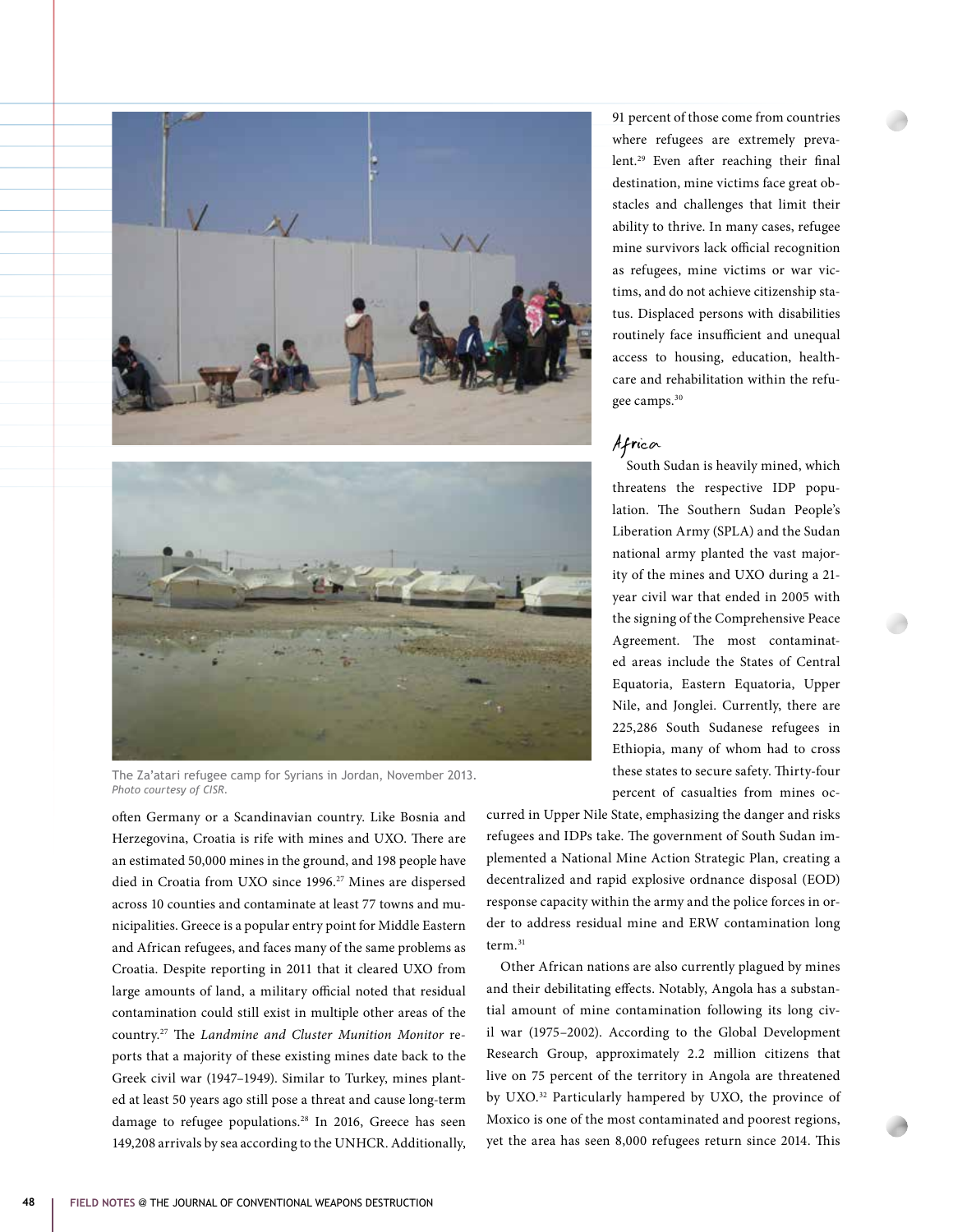often Germany or a Scandinavian country. Like Bosnia and Herzegovina, Croatia is rife with mines and UXO. There are an estimated 50,000 mines in the ground, and 198 people have died in Croatia from UXO since 1996.[27] Mines are dispersed across 10 counties and contaminate at least 77 towns and municipalities. Greece is a popular entry point for Middle Eastern and African refugees, and faces many of the same problems as Croatia. Despite reporting in 2011 that it cleared UXO from large amounts of land, a military official noted that residual contamination could still exist in multiple other areas of the country.[27] The *Landmine and Cluster Munition Monitor* reports that a majority of these existing mines date back to the Greek civil war (1947–1949). Similar to Turkey, mines planted at least 50 years ago still pose a threat and cause long-term damage to refugee populations.[28] In 2016, Greece has seen 149,208 arrivals by sea according to the UNHCR. Additionally, 91 percent of those come from countries where refugees are extremely prevalent.[29] Even after reaching their final destination, mine victims face great obstacles and challenges that limit their ability to thrive. In many cases, refugee mine survivors lack official recognition as refugees, mine victims or war victims, and do not achieve citizenship status. Displaced persons with disabilities routinely face insufficient and unequal access to housing, education, healthcare and rehabilitation within the refugee camps.[30]

The Za'atari refugee camp for Syrians in Jordan, November 2013.
*Photo courtesy of CISR.*

## Africa

South Sudan is heavily mined, which threatens the respective IDP population. The Southern Sudan People's Liberation Army (SPLA) and the Sudan national army planted the vast majority of the mines and UXO during a 21-year civil war that ended in 2005 with the signing of the Comprehensive Peace Agreement. The most contaminated areas include the States of Central Equatoria, Eastern Equatoria, Upper Nile, and Jonglei. Currently, there are 225,286 South Sudanese refugees in Ethiopia, many of whom had to cross these states to secure safety. Thirty-four percent of casualties from mines occurred in Upper Nile State, emphasizing the danger and risks refugees and IDPs take. The government of South Sudan implemented a National Mine Action Strategic Plan, creating a decentralized and rapid explosive ordnance disposal (EOD) response capacity within the army and the police forces in order to address residual mine and ERW contamination long term.[31]

Other African nations are also currently plagued by mines and their debilitating effects. Notably, Angola has a substantial amount of mine contamination following its long civil war (1975–2002). According to the Global Development Research Group, approximately 2.2 million citizens that live on 75 percent of the territory in Angola are threatened by UXO.[32] Particularly hampered by UXO, the province of Moxico is one of the most contaminated and poorest regions, yet the area has seen 8,000 refugees return since 2014. This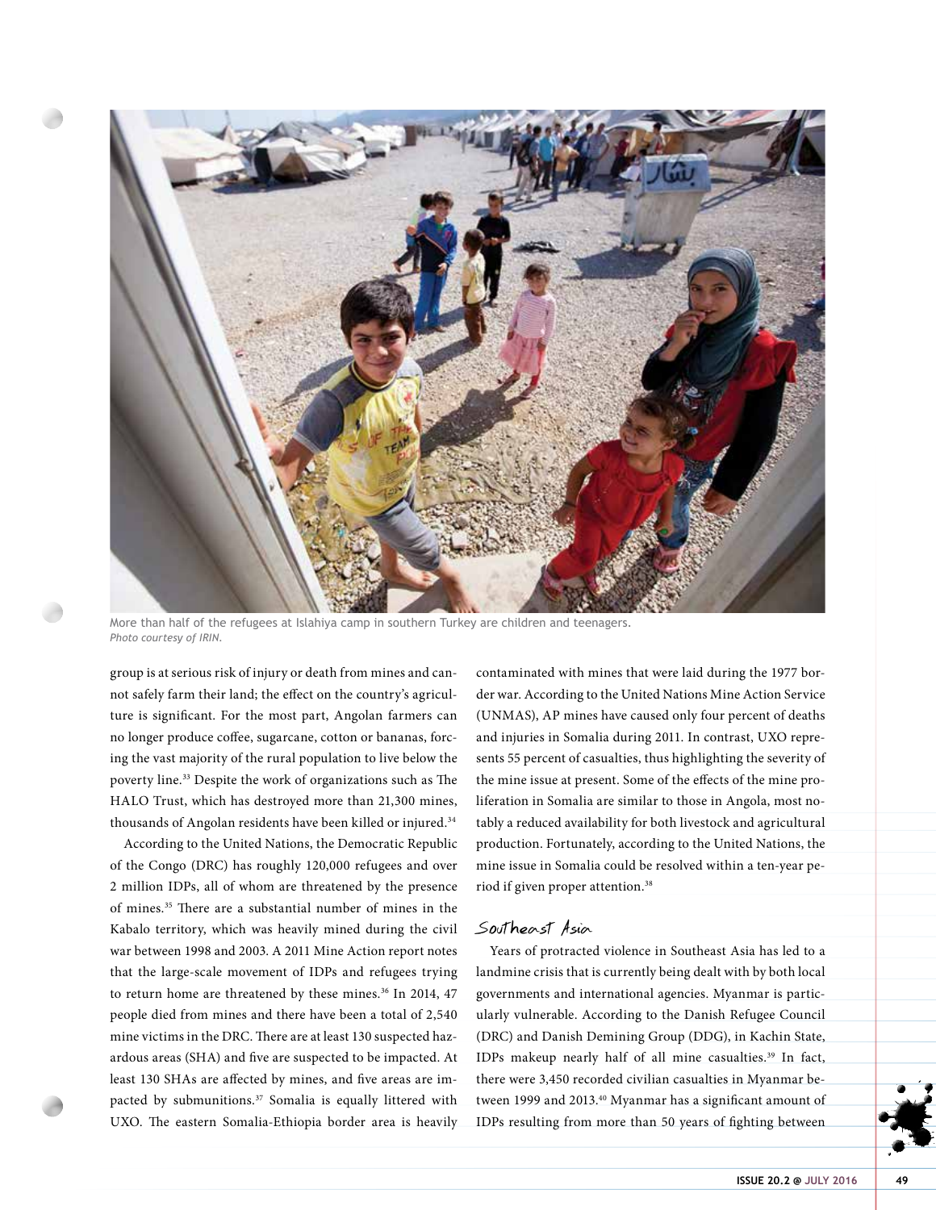More than half of the refugees at Islahiya camp in southern Turkey are children and teenagers.
*Photo courtesy of IRIN.*

group is at serious risk of injury or death from mines and cannot safely farm their land; the effect on the country's agriculture is significant. For the most part, Angolan farmers can no longer produce coffee, sugarcane, cotton or bananas, forcing the vast majority of the rural population to live below the poverty line.[33] Despite the work of organizations such as The HALO Trust, which has destroyed more than 21,300 mines, thousands of Angolan residents have been killed or injured.[34]

According to the United Nations, the Democratic Republic of the Congo (DRC) has roughly 120,000 refugees and over 2 million IDPs, all of whom are threatened by the presence of mines.[35] There are a substantial number of mines in the Kabalo territory, which was heavily mined during the civil war between 1998 and 2003. A 2011 Mine Action report notes that the large-scale movement of IDPs and refugees trying to return home are threatened by these mines.[36] In 2014, 47 people died from mines and there have been a total of 2,540 mine victims in the DRC. There are at least 130 suspected hazardous areas (SHA) and five are suspected to be impacted. At least 130 SHAs are affected by mines, and five areas are impacted by submunitions.[37] Somalia is equally littered with UXO. The eastern Somalia-Ethiopia border area is heavily contaminated with mines that were laid during the 1977 border war. According to the United Nations Mine Action Service (UNMAS), AP mines have caused only four percent of deaths and injuries in Somalia during 2011. In contrast, UXO represents 55 percent of casualties, thus highlighting the severity of the mine issue at present. Some of the effects of the mine proliferation in Somalia are similar to those in Angola, most notably a reduced availability for both livestock and agricultural production. Fortunately, according to the United Nations, the mine issue in Somalia could be resolved within a ten-year period if given proper attention.[38]

## Southeast Asia

Years of protracted violence in Southeast Asia has led to a landmine crisis that is currently being dealt with by both local governments and international agencies. Myanmar is particularly vulnerable. According to the Danish Refugee Council (DRC) and Danish Demining Group (DDG), in Kachin State, IDPs makeup nearly half of all mine casualties.[39] In fact, there were 3,450 recorded civilian casualties in Myanmar between 1999 and 2013.[40] Myanmar has a significant amount of IDPs resulting from more than 50 years of fighting between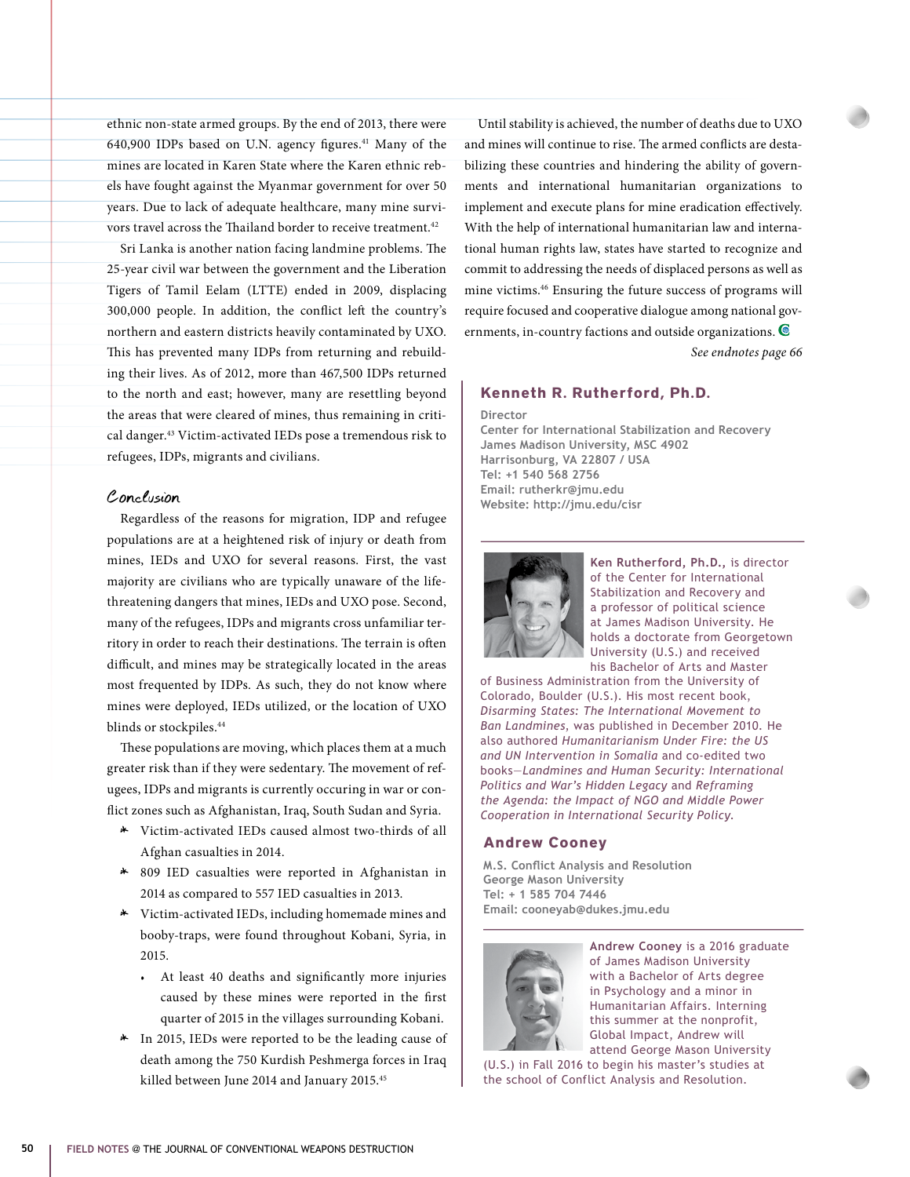ethnic non-state armed groups. By the end of 2013, there were 640,900 IDPs based on U.N. agency figures.[41] Many of the mines are located in Karen State where the Karen ethnic rebels have fought against the Myanmar government for over 50 years. Due to lack of adequate healthcare, many mine survivors travel across the Thailand border to receive treatment.[42]

Sri Lanka is another nation facing landmine problems. The 25-year civil war between the government and the Liberation Tigers of Tamil Eelam (LTTE) ended in 2009, displacing 300,000 people. In addition, the conflict left the country's northern and eastern districts heavily contaminated by UXO. This has prevented many IDPs from returning and rebuilding their lives. As of 2012, more than 467,500 IDPs returned to the north and east; however, many are resettling beyond the areas that were cleared of mines, thus remaining in critical danger.[43] Victim-activated IEDs pose a tremendous risk to refugees, IDPs, migrants and civilians.

## Conclusion

Regardless of the reasons for migration, IDP and refugee populations are at a heightened risk of injury or death from mines, IEDs and UXO for several reasons. First, the vast majority are civilians who are typically unaware of the life-threatening dangers that mines, IEDs and UXO pose. Second, many of the refugees, IDPs and migrants cross unfamiliar territory in order to reach their destinations. The terrain is often difficult, and mines may be strategically located in the areas most frequented by IDPs. As such, they do not know where mines were deployed, IEDs utilized, or the location of UXO blinds or stockpiles.[44]

These populations are moving, which places them at a much greater risk than if they were sedentary. The movement of refugees, IDPs and migrants is currently occuring in war or conflict zones such as Afghanistan, Iraq, South Sudan and Syria.

- Victim-activated IEDs caused almost two-thirds of all Afghan casualties in 2014.
- 809 IED casualties were reported in Afghanistan in 2014 as compared to 557 IED casualties in 2013.
- Victim-activated IEDs, including homemade mines and booby-traps, were found throughout Kobani, Syria, in 2015.
    - At least 40 deaths and significantly more injuries caused by these mines were reported in the first quarter of 2015 in the villages surrounding Kobani.
- In 2015, IEDs were reported to be the leading cause of death among the 750 Kurdish Peshmerga forces in Iraq killed between June 2014 and January 2015.[45]

Until stability is achieved, the number of deaths due to UXO and mines will continue to rise. The armed conflicts are destabilizing these countries and hindering the ability of governments and international humanitarian organizations to implement and execute plans for mine eradication effectively. With the help of international humanitarian law and international human rights law, states have started to recognize and commit to addressing the needs of displaced persons as well as mine victims.[46] Ensuring the future success of programs will require focused and cooperative dialogue among national governments, in-country factions and outside organizations.

*See endnotes page 66*

### Kenneth R. Rutherford, Ph.D.

Director
Center for International Stabilization and Recovery
James Madison University, MSC 4902
Harrisonburg, VA 22807 / USA
Tel: +1 540 568 2756
Email: rutherkr@jmu.edu
Website: http://jmu.edu/cisr

**Ken Rutherford, Ph.D.,** is director of the Center for International Stabilization and Recovery and a professor of political science at James Madison University. He holds a doctorate from Georgetown University (U.S.) and received his Bachelor of Arts and Master of Business Administration from the University of Colorado, Boulder (U.S.). His most recent book, *Disarming States: The International Movement to Ban Landmines*, was published in December 2010. He also authored *Humanitarianism Under Fire: the US and UN Intervention in Somalia* and co-edited two books—*Landmines and Human Security: International Politics and War's Hidden Legacy* and *Reframing the Agenda: the Impact of NGO and Middle Power Cooperation in International Security Policy*.

### Andrew Cooney

M.S. Conflict Analysis and Resolution
George Mason University
Tel: + 1 585 704 7446
Email: cooneyab@dukes.jmu.edu

**Andrew Cooney** is a 2016 graduate of James Madison University with a Bachelor of Arts degree in Psychology and a minor in Humanitarian Affairs. Interning this summer at the nonprofit, Global Impact, Andrew will attend George Mason University (U.S.) in Fall 2016 to begin his master's studies at the school of Conflict Analysis and Resolution.